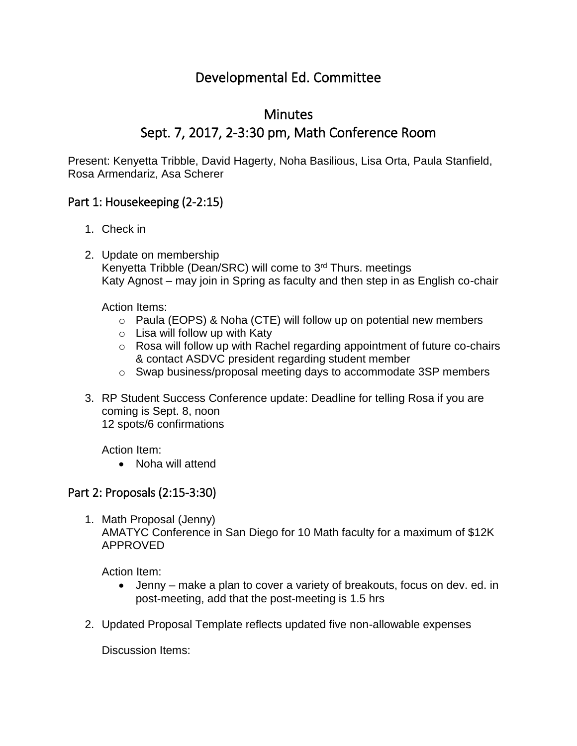# Developmental Ed. Committee

## Minutes

## Sept. 7, 2017, 2-3:30 pm, Math Conference Room

Present: Kenyetta Tribble, David Hagerty, Noha Basilious, Lisa Orta, Paula Stanfield, Rosa Armendariz, Asa Scherer

### Part 1: Housekeeping (2-2:15)

1. Check in

2. Update on membership
   Kenyetta Tribble (Dean/SRC) will come to 3rd Thurs. meetings
   Katy Agnost – may join in Spring as faculty and then step in as English co-chair

   Action Items:
   - Paula (EOPS) & Noha (CTE) will follow up on potential new members
   - Lisa will follow up with Katy
   - Rosa will follow up with Rachel regarding appointment of future co-chairs & contact ASDVC president regarding student member
   - Swap business/proposal meeting days to accommodate 3SP members

3. RP Student Success Conference update: Deadline for telling Rosa if you are coming is Sept. 8, noon
   12 spots/6 confirmations

   Action Item:
   - Noha will attend

### Part 2: Proposals (2:15-3:30)

1. Math Proposal (Jenny)
   AMATYC Conference in San Diego for 10 Math faculty for a maximum of $12K
   APPROVED

   Action Item:
   - Jenny – make a plan to cover a variety of breakouts, focus on dev. ed. in post-meeting, add that the post-meeting is 1.5 hrs

2. Updated Proposal Template reflects updated five non-allowable expenses

   Discussion Items: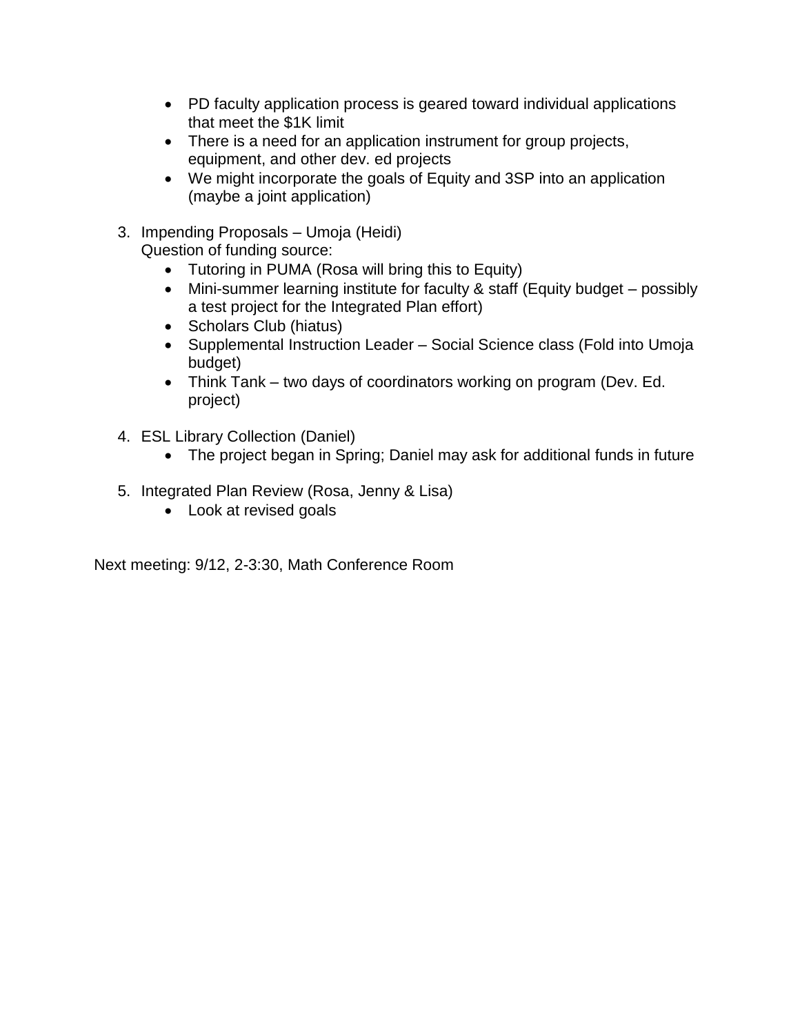- PD faculty application process is geared toward individual applications that meet the $1K limit
- There is a need for an application instrument for group projects, equipment, and other dev. ed projects
- We might incorporate the goals of Equity and 3SP into an application (maybe a joint application)

3. Impending Proposals – Umoja (Heidi)
   Question of funding source:
   - Tutoring in PUMA (Rosa will bring this to Equity)
   - Mini-summer learning institute for faculty & staff (Equity budget – possibly a test project for the Integrated Plan effort)
   - Scholars Club (hiatus)
   - Supplemental Instruction Leader – Social Science class (Fold into Umoja budget)
   - Think Tank – two days of coordinators working on program (Dev. Ed. project)

4. ESL Library Collection (Daniel)
   - The project began in Spring; Daniel may ask for additional funds in future

5. Integrated Plan Review (Rosa, Jenny & Lisa)
   - Look at revised goals

Next meeting: 9/12, 2-3:30, Math Conference Room